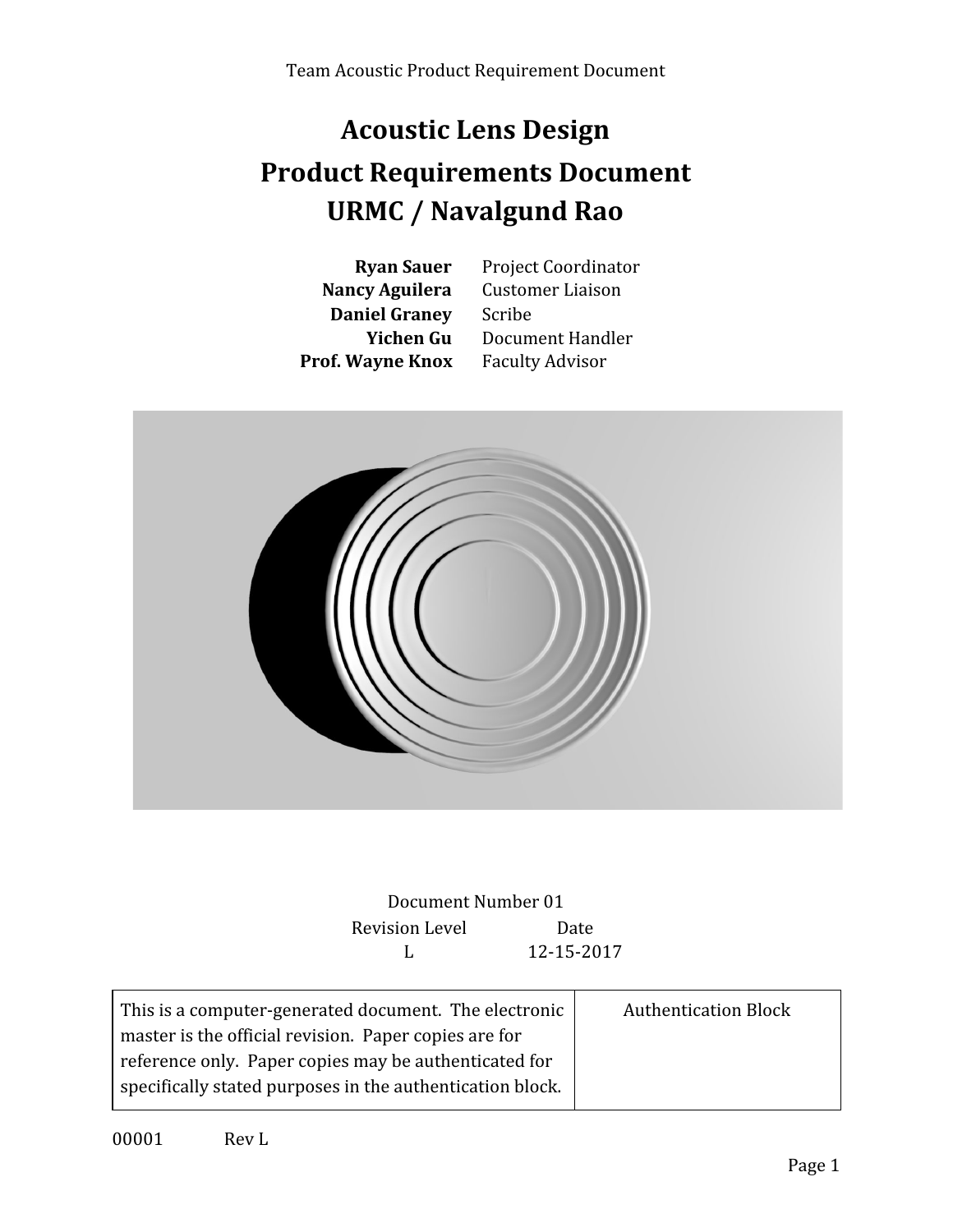# Acoustic Lens Design
# Product Requirements Document
# URMC / Navalgund Rao

| | |
|---|---|
| **Ryan Sauer** | Project Coordinator |
| **Nancy Aguilera** | Customer Liaison |
| **Daniel Graney** | Scribe |
| **Yichen Gu** | Document Handler |
| **Prof. Wayne Knox** | Faculty Advisor |

Document Number 01

| Revision Level | Date |
|---|---|
| L | 12-15-2017 |

| | |
|---|---|
| This is a computer-generated document. The electronic master is the official revision. Paper copies are for reference only. Paper copies may be authenticated for specifically stated purposes in the authentication block. | Authentication Block |

00001 Rev L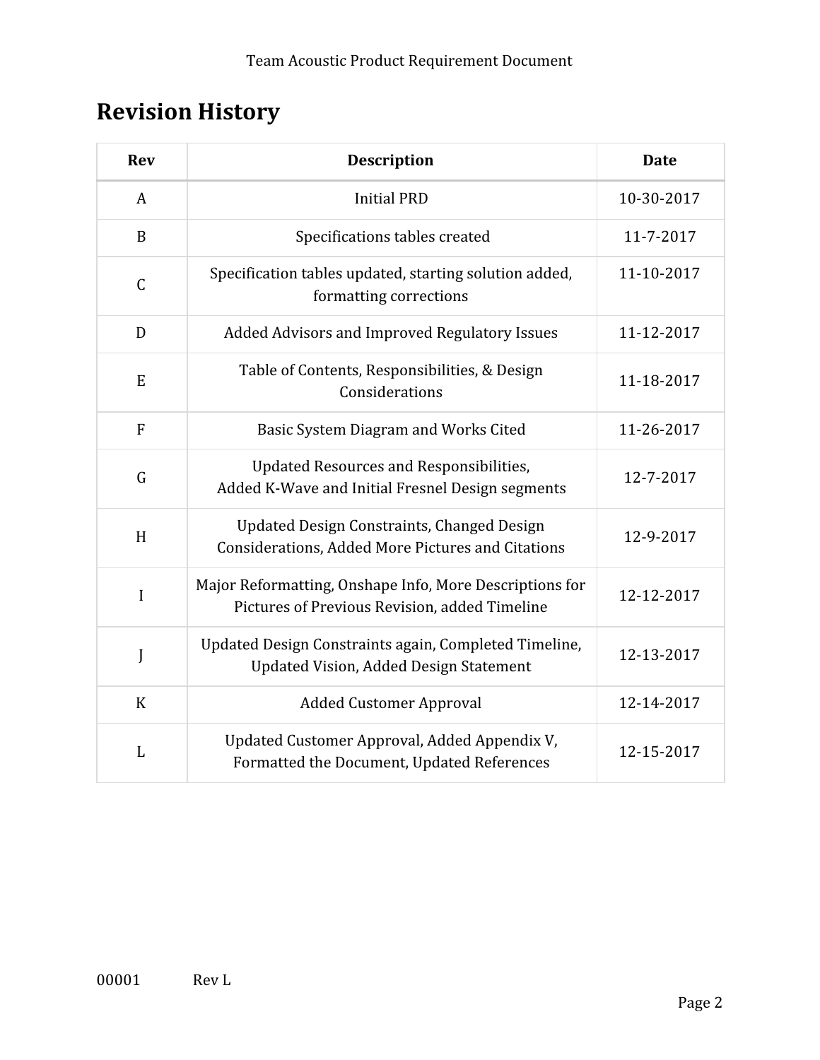# Revision History

| Rev | Description | Date |
| --- | --- | --- |
| A | Initial PRD | 10-30-2017 |
| B | Specifications tables created | 11-7-2017 |
| C | Specification tables updated, starting solution added, formatting corrections | 11-10-2017 |
| D | Added Advisors and Improved Regulatory Issues | 11-12-2017 |
| E | Table of Contents, Responsibilities, & Design Considerations | 11-18-2017 |
| F | Basic System Diagram and Works Cited | 11-26-2017 |
| G | Updated Resources and Responsibilities, Added K-Wave and Initial Fresnel Design segments | 12-7-2017 |
| H | Updated Design Constraints, Changed Design Considerations, Added More Pictures and Citations | 12-9-2017 |
| I | Major Reformatting, Onshape Info, More Descriptions for Pictures of Previous Revision, added Timeline | 12-12-2017 |
| J | Updated Design Constraints again, Completed Timeline, Updated Vision, Added Design Statement | 12-13-2017 |
| K | Added Customer Approval | 12-14-2017 |
| L | Updated Customer Approval, Added Appendix V, Formatted the Document, Updated References | 12-15-2017 |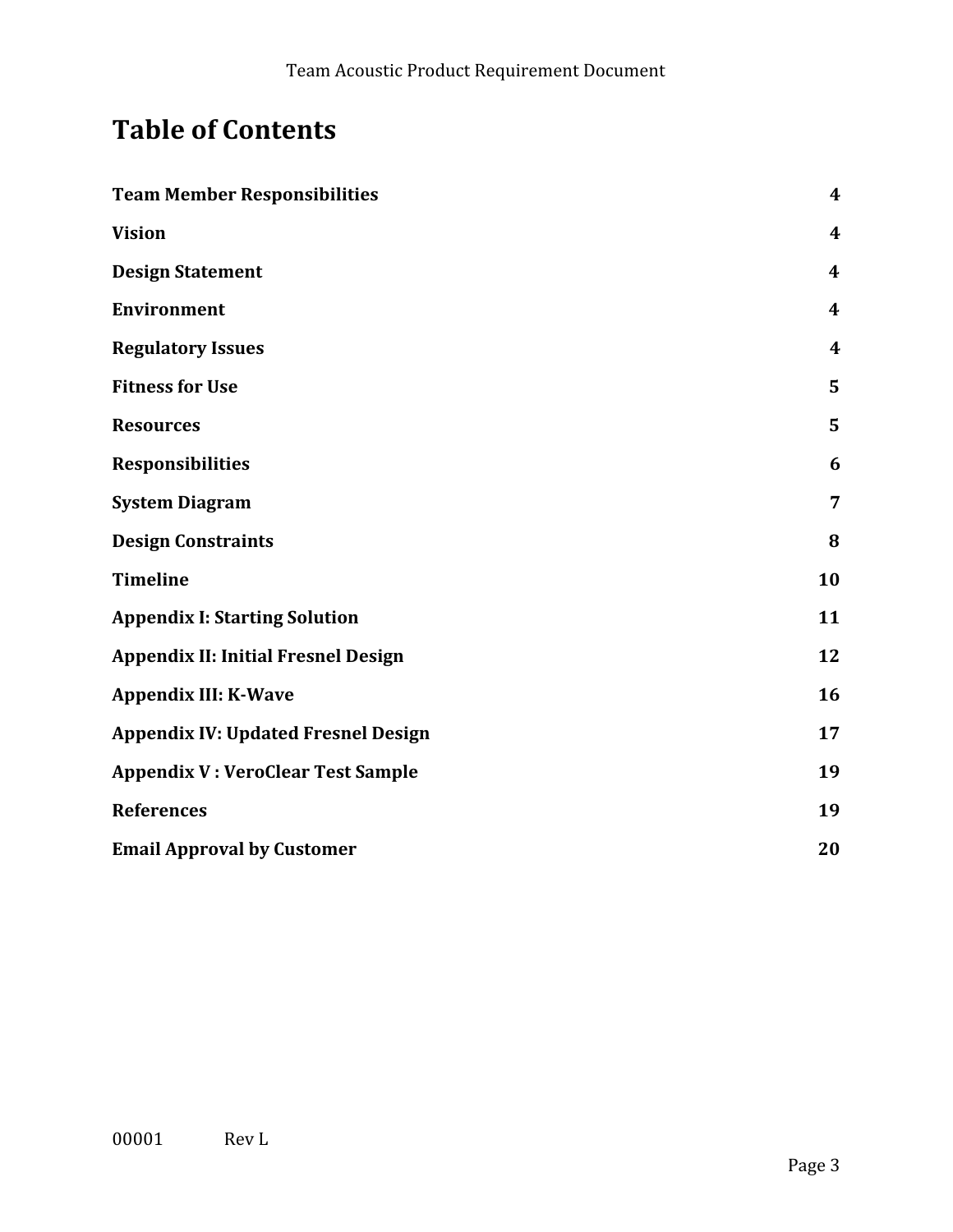# Table of Contents

| | |
|---|---|
| **Team Member Responsibilities** | **4** |
| **Vision** | **4** |
| **Design Statement** | **4** |
| **Environment** | **4** |
| **Regulatory Issues** | **4** |
| **Fitness for Use** | **5** |
| **Resources** | **5** |
| **Responsibilities** | **6** |
| **System Diagram** | **7** |
| **Design Constraints** | **8** |
| **Timeline** | **10** |
| **Appendix I: Starting Solution** | **11** |
| **Appendix II: Initial Fresnel Design** | **12** |
| **Appendix III: K-Wave** | **16** |
| **Appendix IV: Updated Fresnel Design** | **17** |
| **Appendix V : VeroClear Test Sample** | **19** |
| **References** | **19** |
| **Email Approval by Customer** | **20** |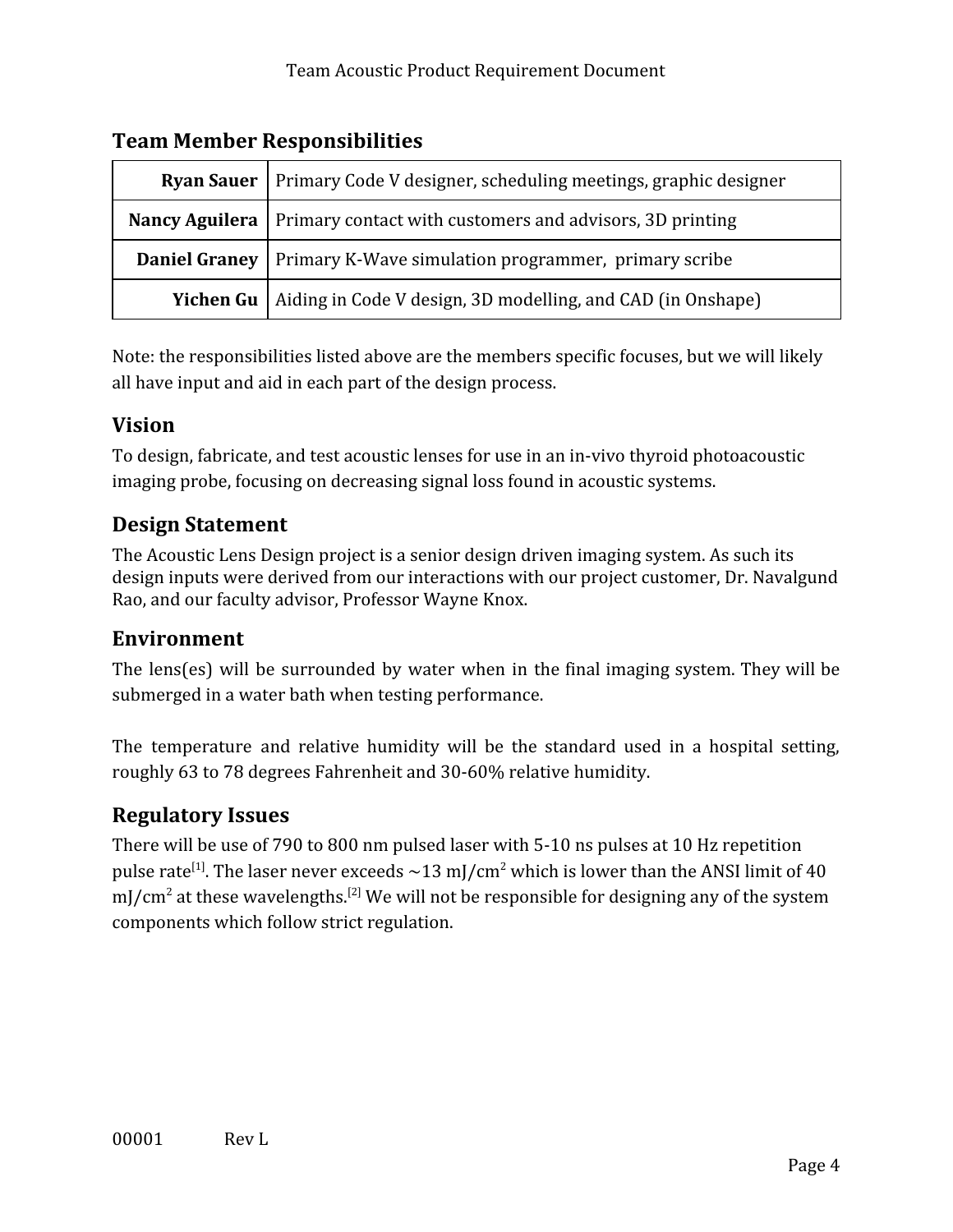## Team Member Responsibilities

| | |
|---|---|
| **Ryan Sauer** | Primary Code V designer, scheduling meetings, graphic designer |
| **Nancy Aguilera** | Primary contact with customers and advisors, 3D printing |
| **Daniel Graney** | Primary K-Wave simulation programmer, primary scribe |
| **Yichen Gu** | Aiding in Code V design, 3D modelling, and CAD (in Onshape) |

Note: the responsibilities listed above are the members specific focuses, but we will likely all have input and aid in each part of the design process.

## Vision

To design, fabricate, and test acoustic lenses for use in an in-vivo thyroid photoacoustic imaging probe, focusing on decreasing signal loss found in acoustic systems.

## Design Statement

The Acoustic Lens Design project is a senior design driven imaging system. As such its design inputs were derived from our interactions with our project customer, Dr. Navalgund Rao, and our faculty advisor, Professor Wayne Knox.

## Environment

The lens(es) will be surrounded by water when in the final imaging system. They will be submerged in a water bath when testing performance.

The temperature and relative humidity will be the standard used in a hospital setting, roughly 63 to 78 degrees Fahrenheit and 30-60% relative humidity.

## Regulatory Issues

There will be use of 790 to 800 nm pulsed laser with 5-10 ns pulses at 10 Hz repetition pulse rate[1]. The laser never exceeds ~13 mJ/cm$^2$ which is lower than the ANSI limit of 40 mJ/cm$^2$ at these wavelengths.[2] We will not be responsible for designing any of the system components which follow strict regulation.

00001 Rev L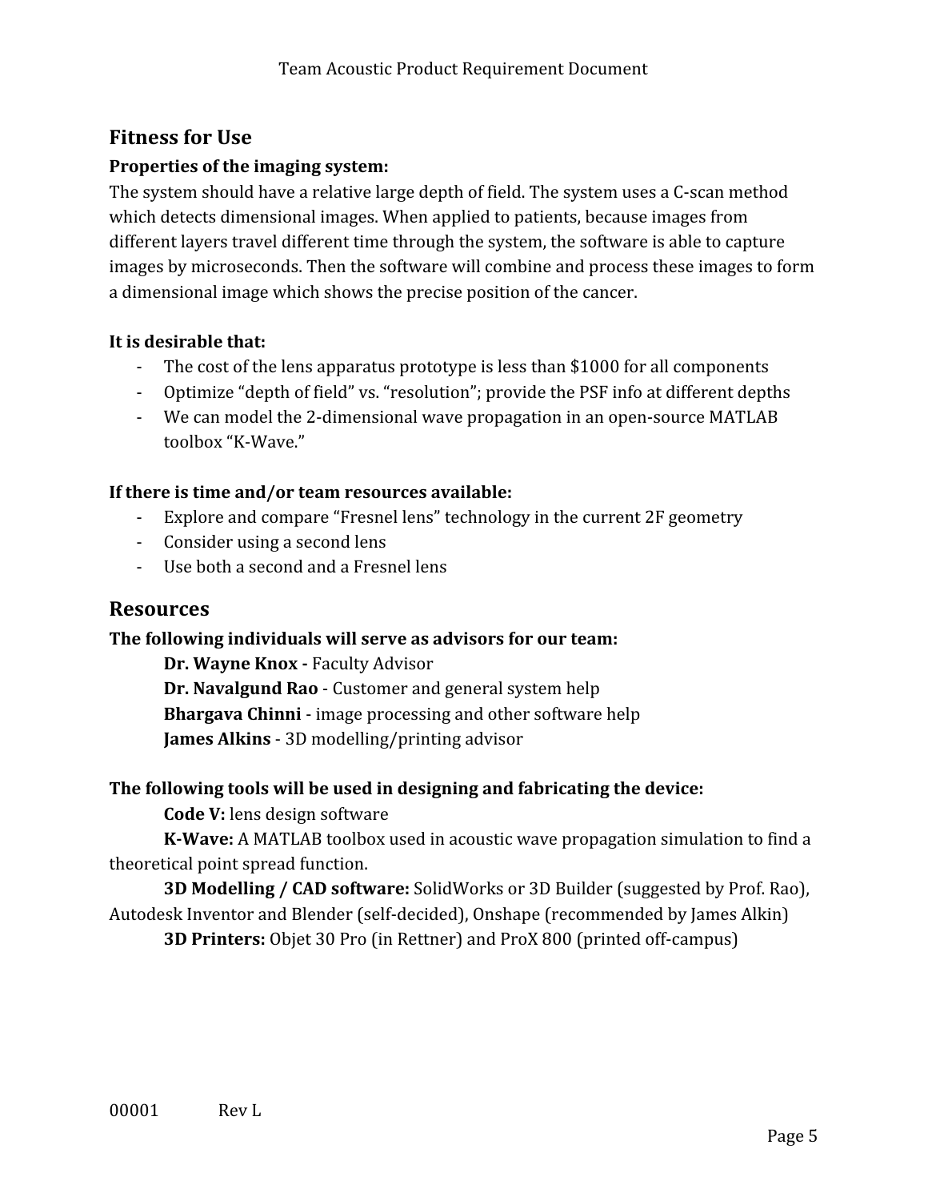## Fitness for Use

**Properties of the imaging system:**

The system should have a relative large depth of field. The system uses a C-scan method which detects dimensional images. When applied to patients, because images from different layers travel different time through the system, the software is able to capture images by microseconds. Then the software will combine and process these images to form a dimensional image which shows the precise position of the cancer.

**It is desirable that:**

- The cost of the lens apparatus prototype is less than $1000 for all components
- Optimize "depth of field" vs. "resolution"; provide the PSF info at different depths
- We can model the 2-dimensional wave propagation in an open-source MATLAB toolbox "K-Wave."

**If there is time and/or team resources available:**

- Explore and compare "Fresnel lens" technology in the current 2F geometry
- Consider using a second lens
- Use both a second and a Fresnel lens

## Resources

**The following individuals will serve as advisors for our team:**

**Dr. Wayne Knox -** Faculty Advisor
**Dr. Navalgund Rao** - Customer and general system help
**Bhargava Chinni** - image processing and other software help
**James Alkins** - 3D modelling/printing advisor

**The following tools will be used in designing and fabricating the device:**

**Code V:** lens design software

**K-Wave:** A MATLAB toolbox used in acoustic wave propagation simulation to find a theoretical point spread function.

**3D Modelling / CAD software:** SolidWorks or 3D Builder (suggested by Prof. Rao), Autodesk Inventor and Blender (self-decided), Onshape (recommended by James Alkin)

**3D Printers:** Objet 30 Pro (in Rettner) and ProX 800 (printed off-campus)

00001 Rev L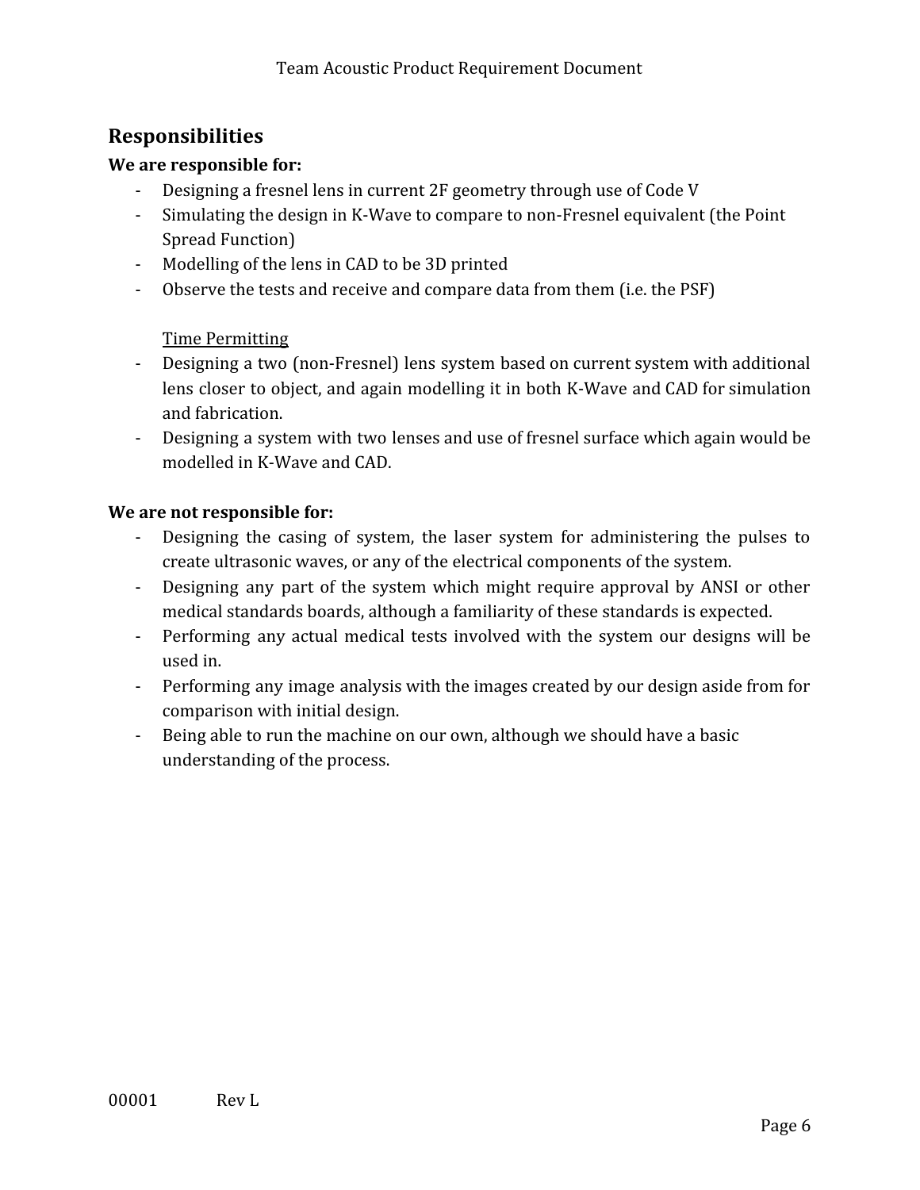## Responsibilities

**We are responsible for:**

- Designing a fresnel lens in current 2F geometry through use of Code V
- Simulating the design in K-Wave to compare to non-Fresnel equivalent (the Point Spread Function)
- Modelling of the lens in CAD to be 3D printed
- Observe the tests and receive and compare data from them (i.e. the PSF)

  <u>Time Permitting</u>

- Designing a two (non-Fresnel) lens system based on current system with additional lens closer to object, and again modelling it in both K-Wave and CAD for simulation and fabrication.
- Designing a system with two lenses and use of fresnel surface which again would be modelled in K-Wave and CAD.

**We are not responsible for:**

- Designing the casing of system, the laser system for administering the pulses to create ultrasonic waves, or any of the electrical components of the system.
- Designing any part of the system which might require approval by ANSI or other medical standards boards, although a familiarity of these standards is expected.
- Performing any actual medical tests involved with the system our designs will be used in.
- Performing any image analysis with the images created by our design aside from for comparison with initial design.
- Being able to run the machine on our own, although we should have a basic understanding of the process.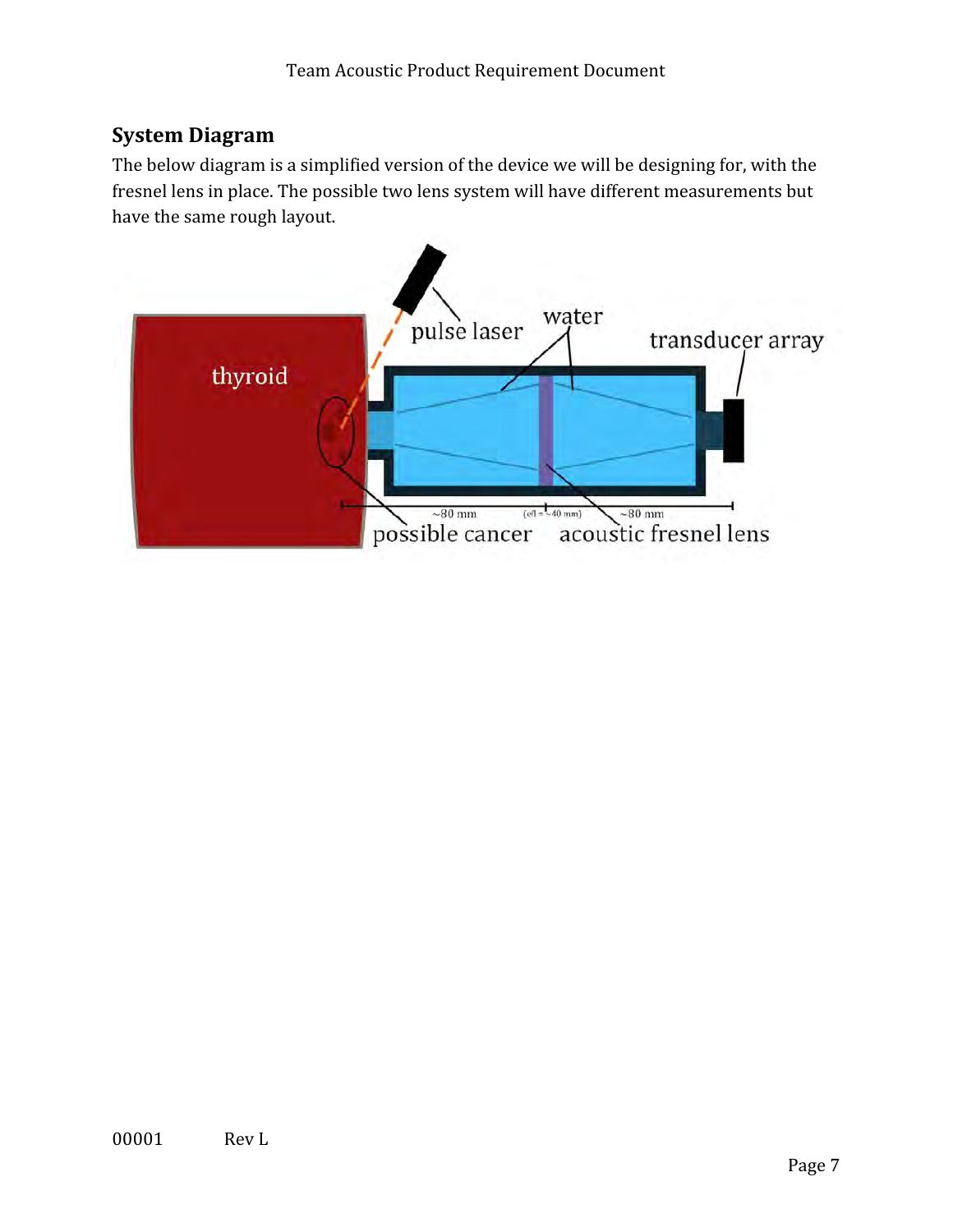## System Diagram

The below diagram is a simplified version of the device we will be designing for, with the fresnel lens in place. The possible two lens system will have different measurements but have the same rough layout.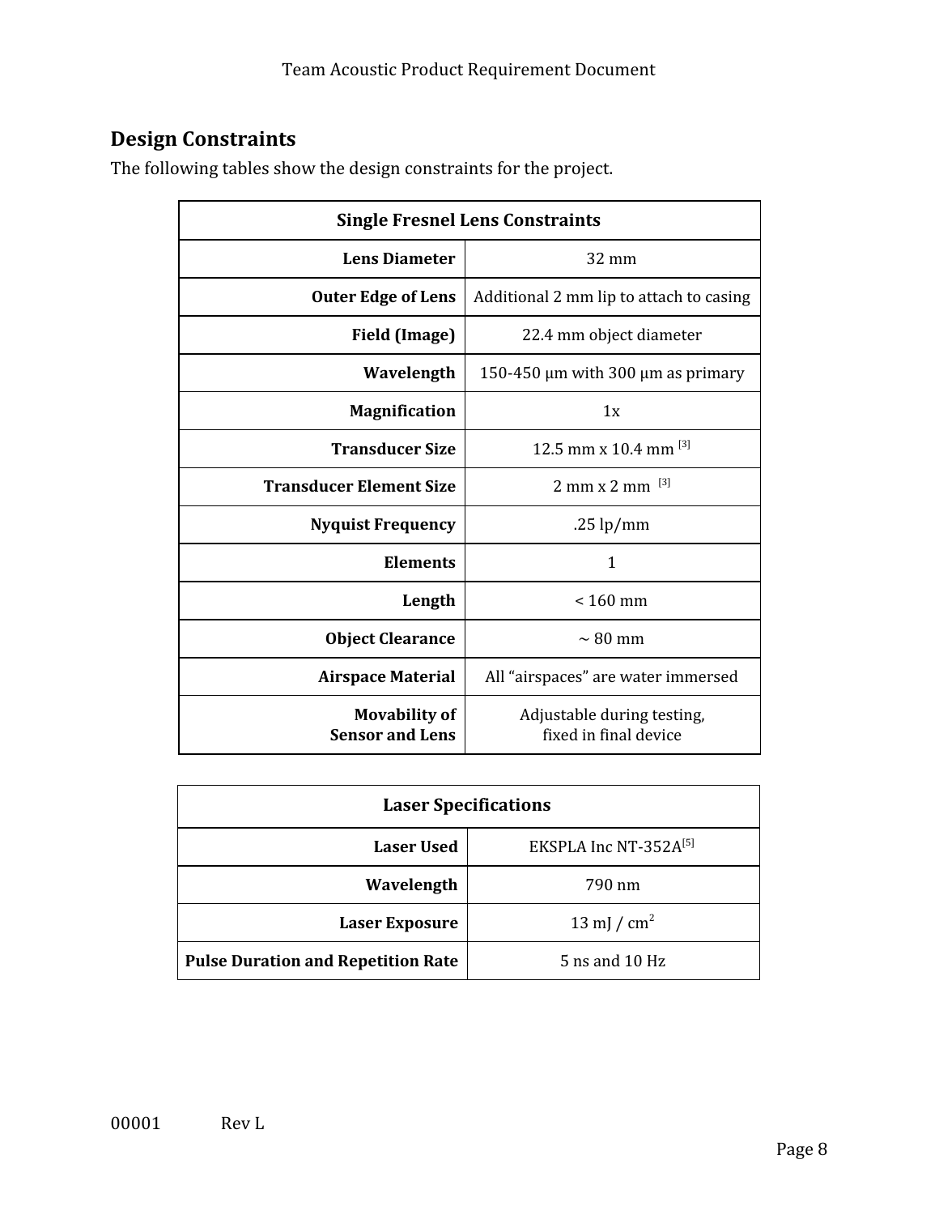## Design Constraints

The following tables show the design constraints for the project.

| Single Fresnel Lens Constraints | |
|---:|:---:|
| **Lens Diameter** | 32 mm |
| **Outer Edge of Lens** | Additional 2 mm lip to attach to casing |
| **Field (Image)** | 22.4 mm object diameter |
| **Wavelength** | 150-450 μm with 300 μm as primary |
| **Magnification** | 1x |
| **Transducer Size** | 12.5 mm x 10.4 mm [3] |
| **Transducer Element Size** | 2 mm x 2 mm [3] |
| **Nyquist Frequency** | .25 lp/mm |
| **Elements** | 1 |
| **Length** | < 160 mm |
| **Object Clearance** | ~ 80 mm |
| **Airspace Material** | All “airspaces” are water immersed |
| **Movability of Sensor and Lens** | Adjustable during testing, fixed in final device |

| Laser Specifications | |
|---:|:---:|
| **Laser Used** | EKSPLA Inc NT-352A[5] |
| **Wavelength** | 790 nm |
| **Laser Exposure** | 13 mJ / $cm^2$ |
| **Pulse Duration and Repetition Rate** | 5 ns and 10 Hz |

00001 Rev L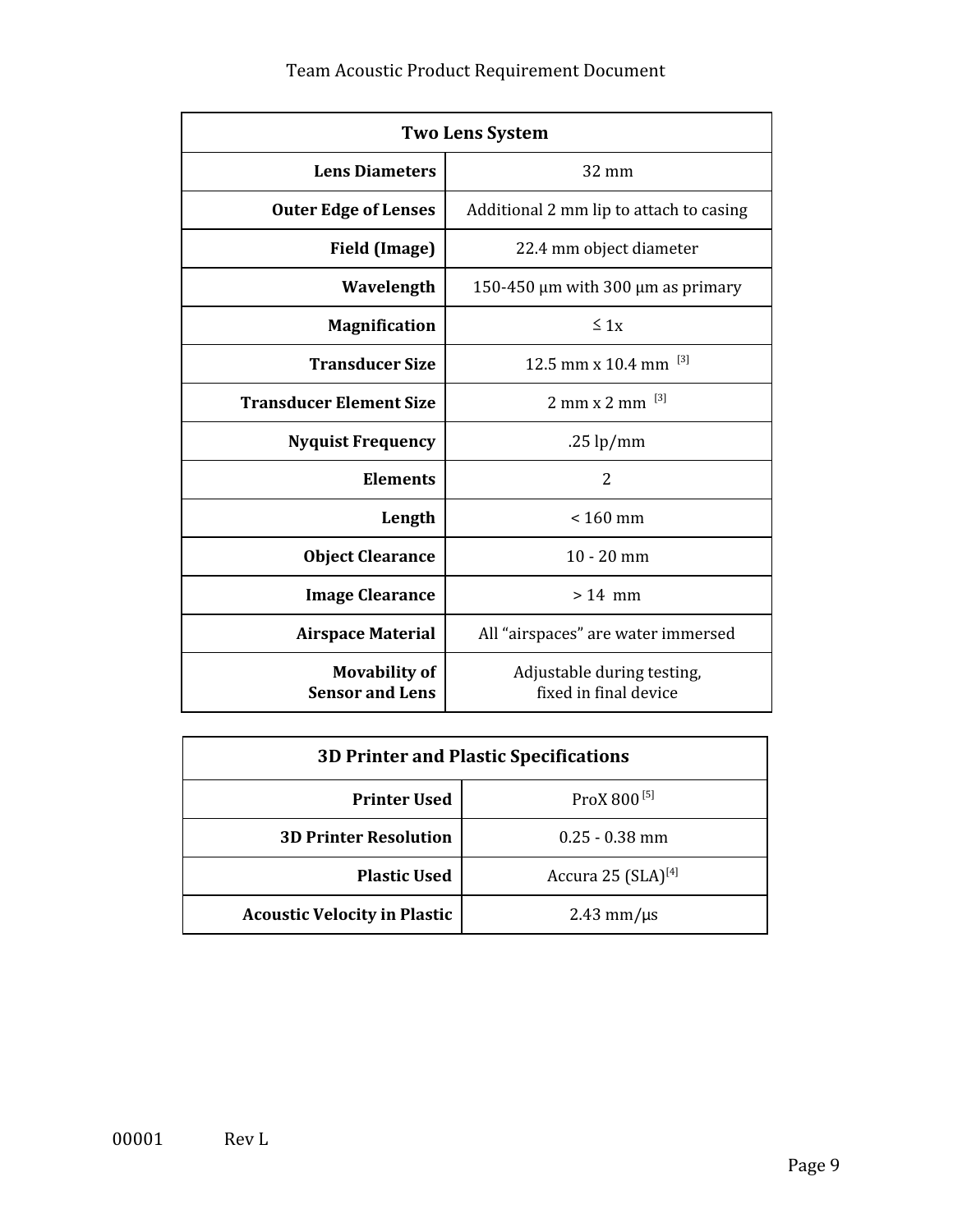| Two Lens System | |
|---|---|
| **Lens Diameters** | 32 mm |
| **Outer Edge of Lenses** | Additional 2 mm lip to attach to casing |
| **Field (Image)** | 22.4 mm object diameter |
| **Wavelength** | 150-450 μm with 300 μm as primary |
| **Magnification** | ≤ 1x |
| **Transducer Size** | 12.5 mm x 10.4 mm [3] |
| **Transducer Element Size** | 2 mm x 2 mm [3] |
| **Nyquist Frequency** | .25 lp/mm |
| **Elements** | 2 |
| **Length** | < 160 mm |
| **Object Clearance** | 10 - 20 mm |
| **Image Clearance** | > 14 mm |
| **Airspace Material** | All "airspaces" are water immersed |
| **Movability of Sensor and Lens** | Adjustable during testing, fixed in final device |

| 3D Printer and Plastic Specifications | |
|---|---|
| **Printer Used** | ProX 800 [5] |
| **3D Printer Resolution** | 0.25 - 0.38 mm |
| **Plastic Used** | Accura 25 (SLA)[4] |
| **Acoustic Velocity in Plastic** | 2.43 mm/μs |

00001 Rev L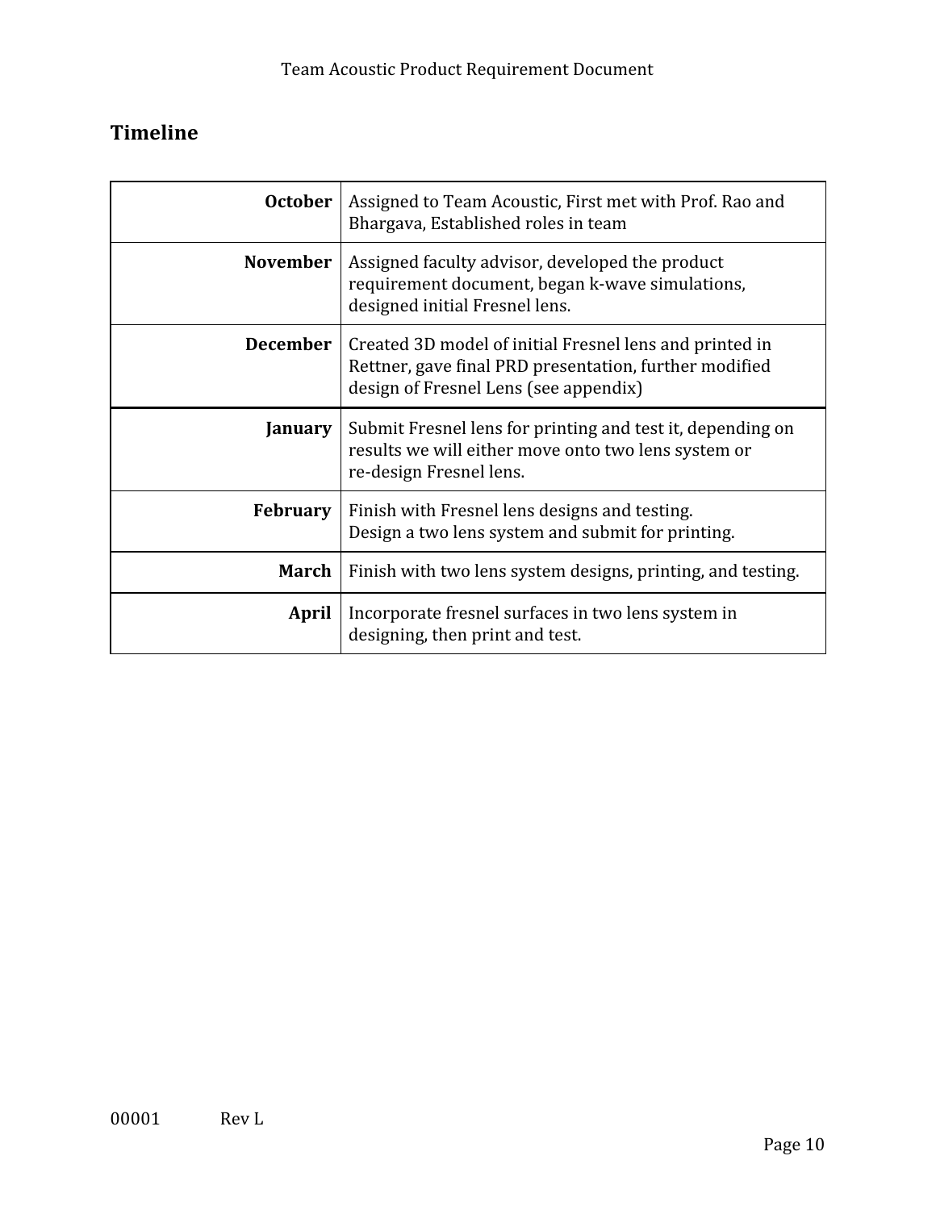## Timeline

| | |
|---|---|
| **October** | Assigned to Team Acoustic, First met with Prof. Rao and Bhargava, Established roles in team |
| **November** | Assigned faculty advisor, developed the product requirement document, began k-wave simulations, designed initial Fresnel lens. |
| **December** | Created 3D model of initial Fresnel lens and printed in Rettner, gave final PRD presentation, further modified design of Fresnel Lens (see appendix) |
| **January** | Submit Fresnel lens for printing and test it, depending on results we will either move onto two lens system or re-design Fresnel lens. |
| **February** | Finish with Fresnel lens designs and testing. Design a two lens system and submit for printing. |
| **March** | Finish with two lens system designs, printing, and testing. |
| **April** | Incorporate fresnel surfaces in two lens system in designing, then print and test. |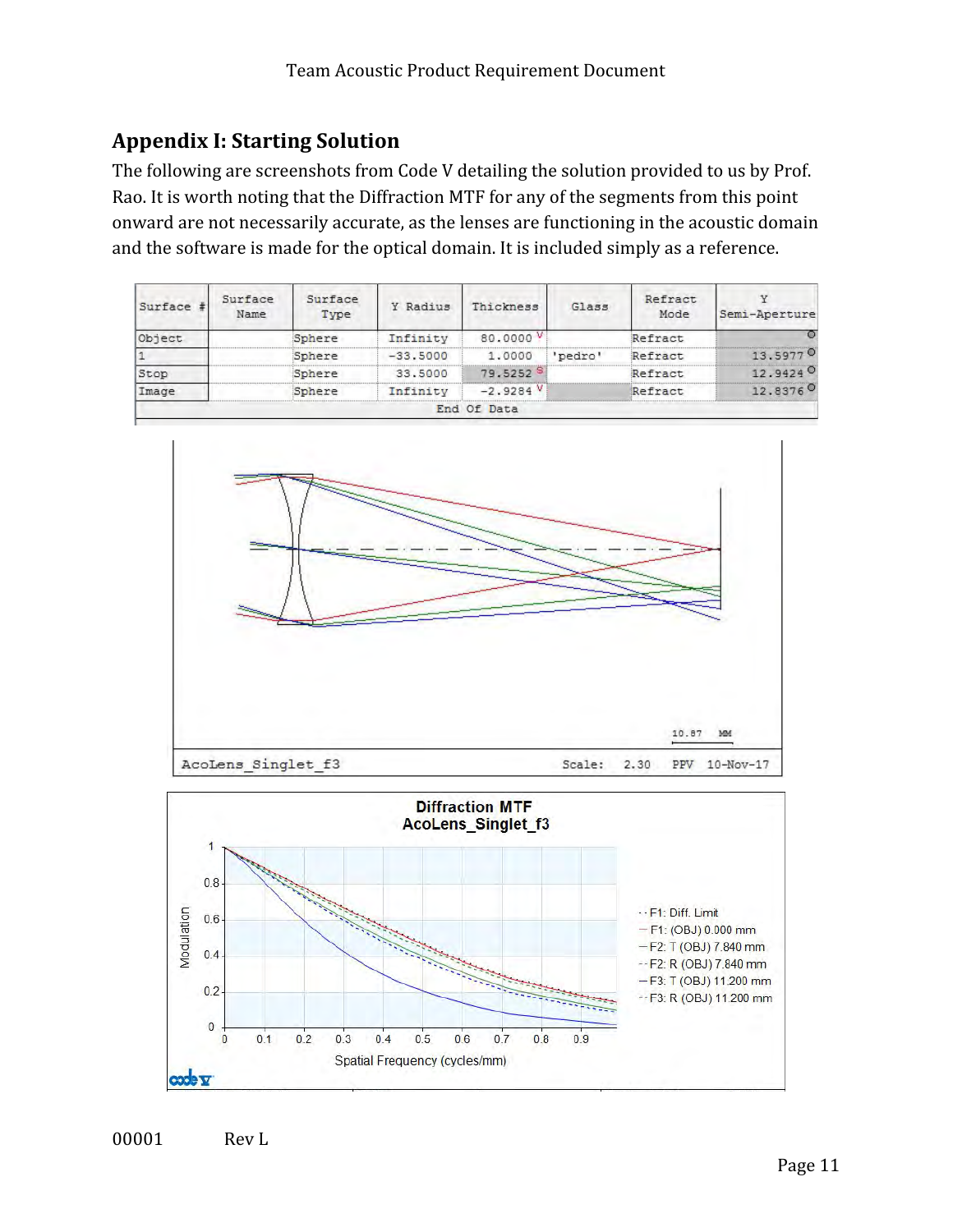## Appendix I: Starting Solution

The following are screenshots from Code V detailing the solution provided to us by Prof. Rao. It is worth noting that the Diffraction MTF for any of the segments from this point onward are not necessarily accurate, as the lenses are functioning in the acoustic domain and the software is made for the optical domain. It is included simply as a reference.

| Surface # | Surface Name | Surface Type | Y Radius | Thickness | Glass | Refract Mode | Y Semi-Aperture |
|---|---|---|---|---|---|---|---|
| Object | | Sphere | Infinity | 80.0000 V | | Refract | O |
| 1 | | Sphere | -33.5000 | 1.0000 | 'pedro' | Refract | 13.5977 O |
| Stop | | Sphere | 33.5000 | 79.5252 S | | Refract | 12.9424 O |
| Image | | Sphere | Infinity | -2.9284 V | | Refract | 12.8376 O |
| End Of Data | | | | | | | |

AcoLens_Singlet_f3 — Scale: 2.30 — PPV 10-Nov-17 — 10.87 MM

Diffraction MTF
AcoLens_Singlet_f3

Modulation vs. Spatial Frequency (cycles/mm)

- F1: Diff. Limit
- F1: (OBJ) 0.000 mm
- F2: T (OBJ) 7.840 mm
- F2: R (OBJ) 7.840 mm
- F3: T (OBJ) 11.200 mm
- F3: R (OBJ) 11.200 mm

00001 Rev L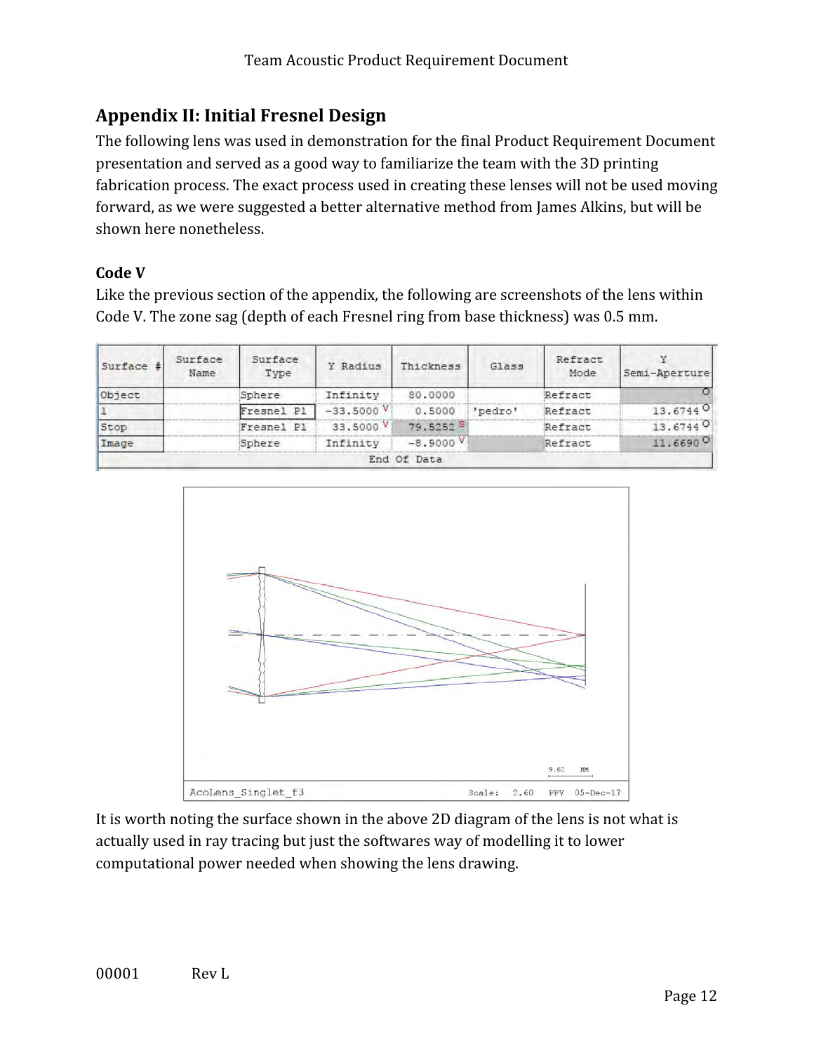## Appendix II: Initial Fresnel Design

The following lens was used in demonstration for the final Product Requirement Document presentation and served as a good way to familiarize the team with the 3D printing fabrication process. The exact process used in creating these lenses will not be used moving forward, as we were suggested a better alternative method from James Alkins, but will be shown here nonetheless.

### Code V

Like the previous section of the appendix, the following are screenshots of the lens within Code V. The zone sag (depth of each Fresnel ring from base thickness) was 0.5 mm.

| Surface # | Surface Name | Surface Type | Y Radius | Thickness | Glass | Refract Mode | Y Semi-Aperture |
|---|---|---|---|---|---|---|---|
| Object | | Sphere | Infinity | 80.0000 | | Refract | 0 |
| 1 | | Fresnel Pl | -33.5000 V | 0.5000 | 'pedro' | Refract | 13.6744 O |
| Stop | | Fresnel Pl | 33.5000 V | 79.5252 S | | Refract | 13.6744 O |
| Image | | Sphere | Infinity | -8.9000 V | | Refract | 11.6690 O |
| | | | End Of Data | | | | |

It is worth noting the surface shown in the above 2D diagram of the lens is not what is actually used in ray tracing but just the softwares way of modelling it to lower computational power needed when showing the lens drawing.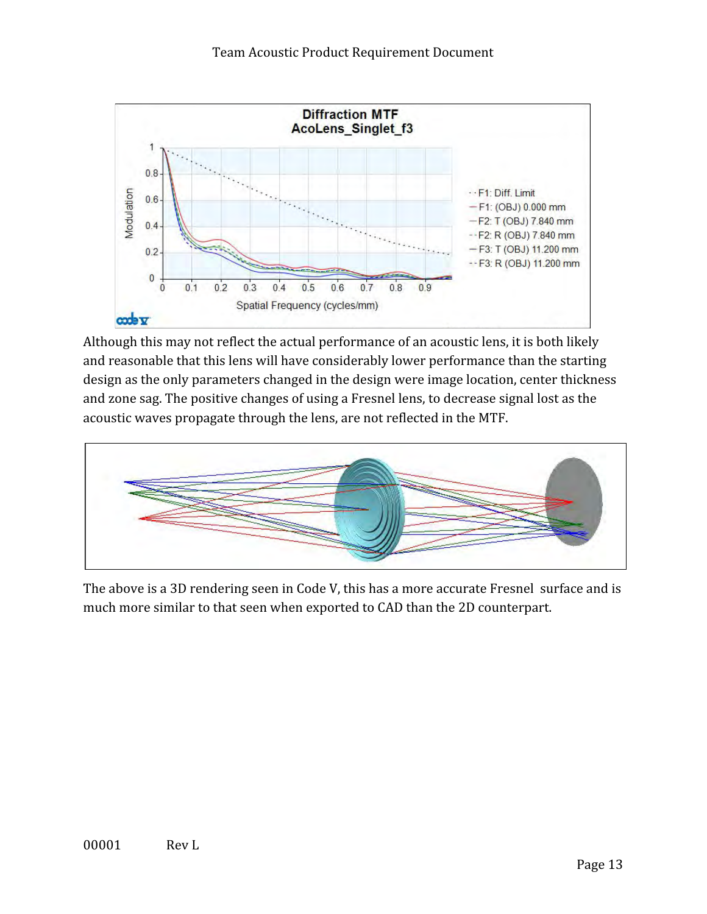Although this may not reflect the actual performance of an acoustic lens, it is both likely and reasonable that this lens will have considerably lower performance than the starting design as the only parameters changed in the design were image location, center thickness and zone sag. The positive changes of using a Fresnel lens, to decrease signal lost as the acoustic waves propagate through the lens, are not reflected in the MTF.

The above is a 3D rendering seen in Code V, this has a more accurate Fresnel surface and is much more similar to that seen when exported to CAD than the 2D counterpart.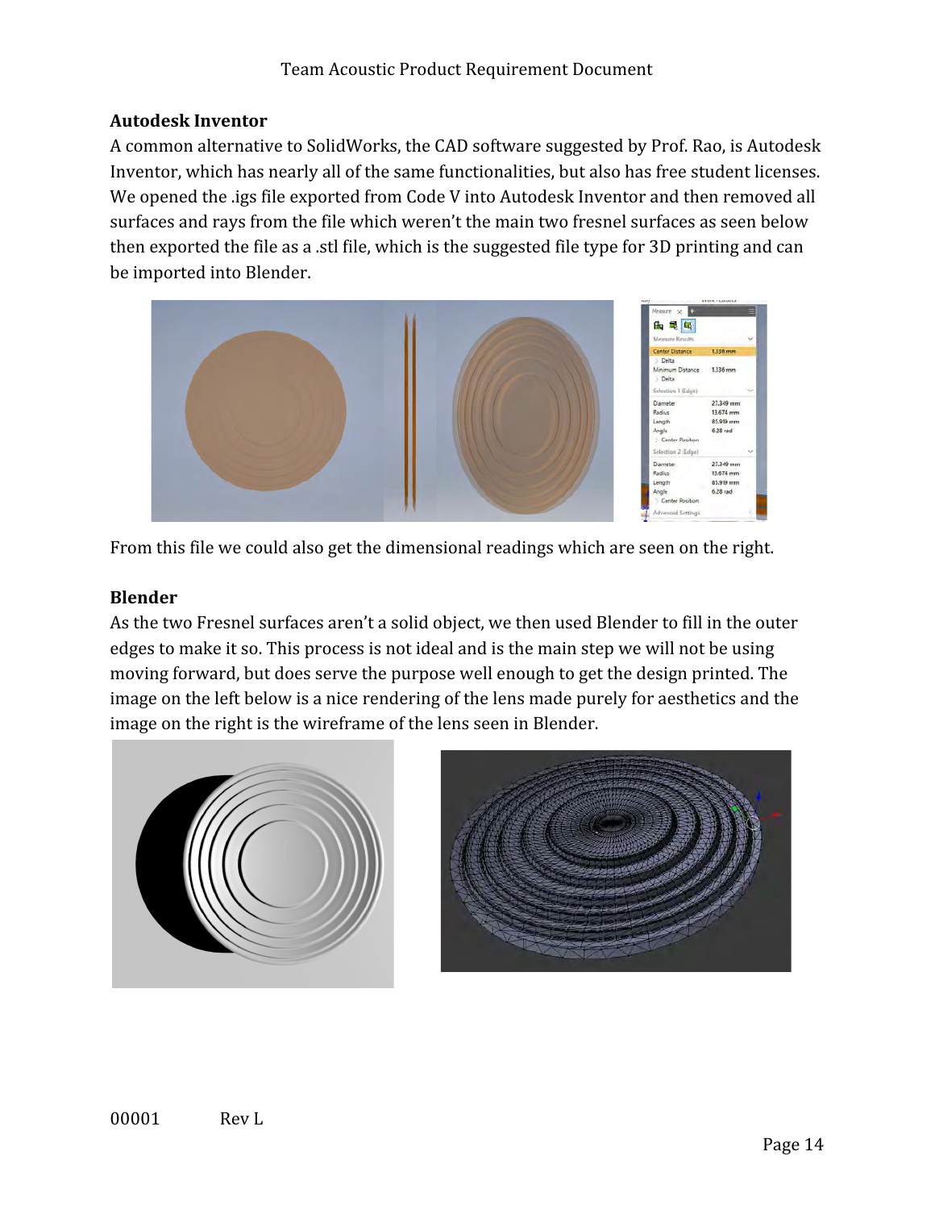### Autodesk Inventor

A common alternative to SolidWorks, the CAD software suggested by Prof. Rao, is Autodesk Inventor, which has nearly all of the same functionalities, but also has free student licenses. We opened the .igs file exported from Code V into Autodesk Inventor and then removed all surfaces and rays from the file which weren't the main two fresnel surfaces as seen below then exported the file as a .stl file, which is the suggested file type for 3D printing and can be imported into Blender.

From this file we could also get the dimensional readings which are seen on the right.

### Blender

As the two Fresnel surfaces aren't a solid object, we then used Blender to fill in the outer edges to make it so. This process is not ideal and is the main step we will not be using moving forward, but does serve the purpose well enough to get the design printed. The image on the left below is a nice rendering of the lens made purely for aesthetics and the image on the right is the wireframe of the lens seen in Blender.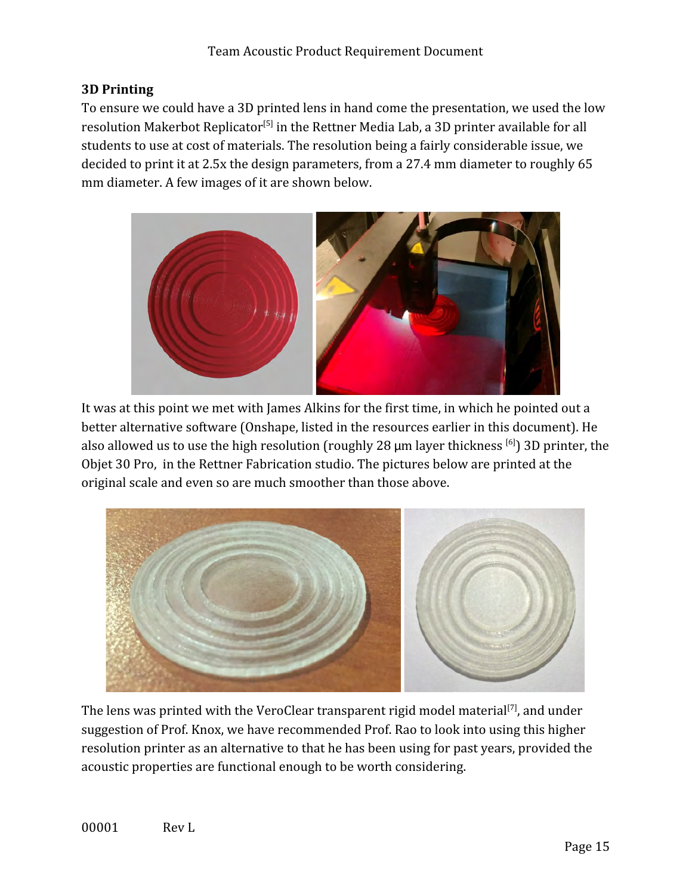### 3D Printing

To ensure we could have a 3D printed lens in hand come the presentation, we used the low resolution Makerbot Replicator[5] in the Rettner Media Lab, a 3D printer available for all students to use at cost of materials. The resolution being a fairly considerable issue, we decided to print it at 2.5x the design parameters, from a 27.4 mm diameter to roughly 65 mm diameter. A few images of it are shown below.

It was at this point we met with James Alkins for the first time, in which he pointed out a better alternative software (Onshape, listed in the resources earlier in this document). He also allowed us to use the high resolution (roughly 28 μm layer thickness [6]) 3D printer, the Objet 30 Pro, in the Rettner Fabrication studio. The pictures below are printed at the original scale and even so are much smoother than those above.

The lens was printed with the VeroClear transparent rigid model material[7], and under suggestion of Prof. Knox, we have recommended Prof. Rao to look into using this higher resolution printer as an alternative to that he has been using for past years, provided the acoustic properties are functional enough to be worth considering.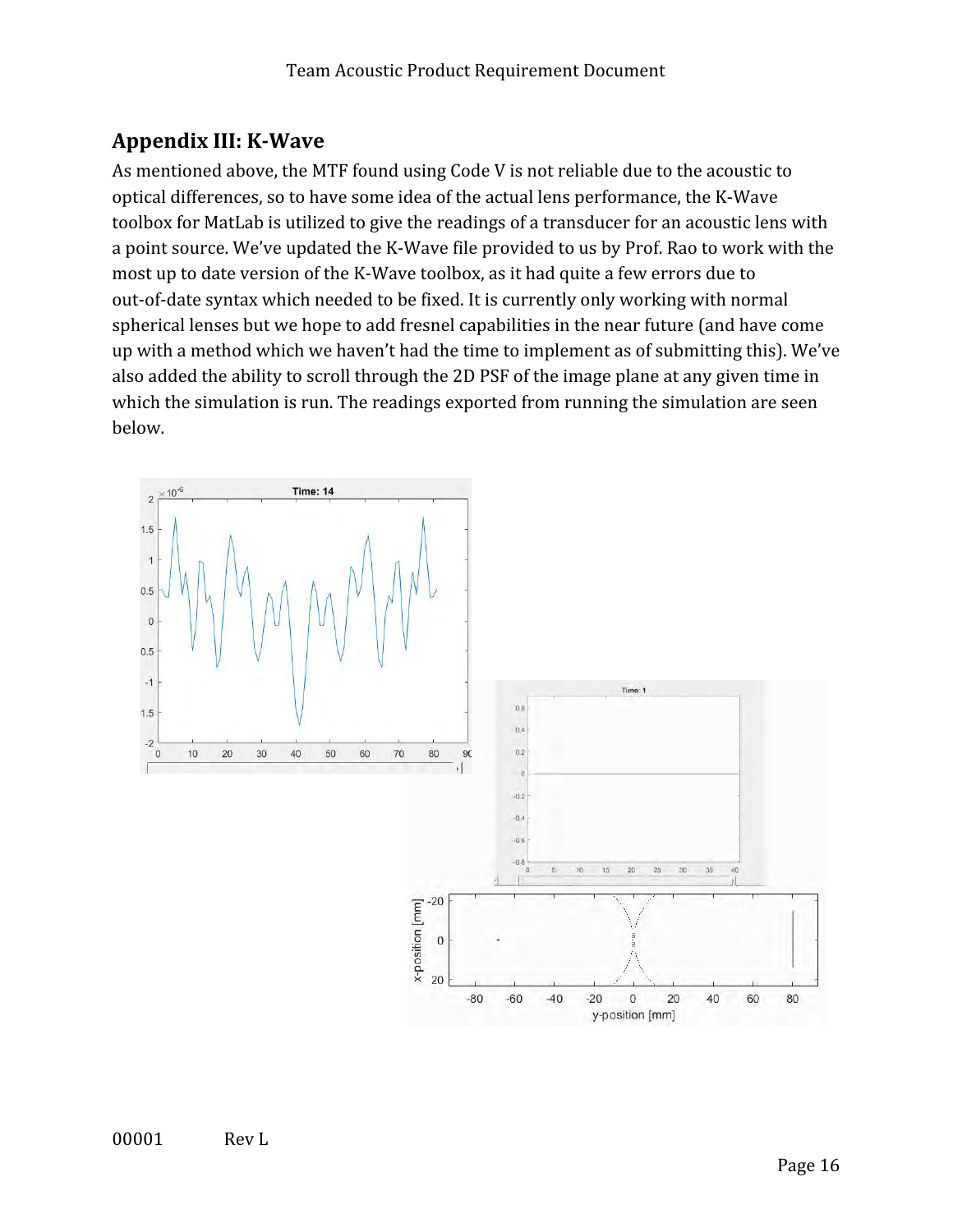## Appendix III: K-Wave

As mentioned above, the MTF found using Code V is not reliable due to the acoustic to optical differences, so to have some idea of the actual lens performance, the K-Wave toolbox for MatLab is utilized to give the readings of a transducer for an acoustic lens with a point source. We've updated the K-Wave file provided to us by Prof. Rao to work with the most up to date version of the K-Wave toolbox, as it had quite a few errors due to out-of-date syntax which needed to be fixed. It is currently only working with normal spherical lenses but we hope to add fresnel capabilities in the near future (and have come up with a method which we haven't had the time to implement as of submitting this). We've also added the ability to scroll through the 2D PSF of the image plane at any given time in which the simulation is run. The readings exported from running the simulation are seen below.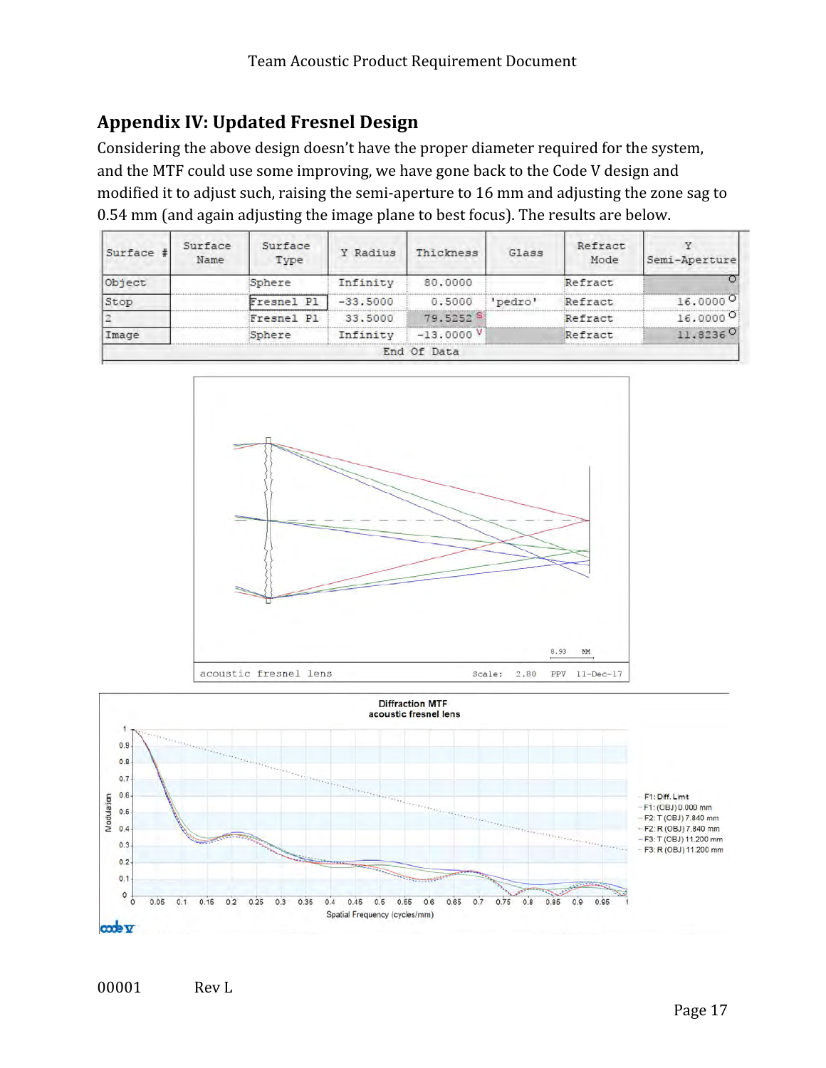## Appendix IV: Updated Fresnel Design

Considering the above design doesn't have the proper diameter required for the system, and the MTF could use some improving, we have gone back to the Code V design and modified it to adjust such, raising the semi-aperture to 16 mm and adjusting the zone sag to 0.54 mm (and again adjusting the image plane to best focus). The results are below.

| Surface # | Surface Name | Surface Type | Y Radius | Thickness | Glass | Refract Mode | Y Semi-Aperture |
|---|---|---|---|---|---|---|---|
| Object | | Sphere | Infinity | 80.0000 | | Refract | 0 |
| Stop | | Fresnel Pl | -33.5000 | 0.5000 | 'pedro' | Refract | 16.0000 O |
| 2 | | Fresnel Pl | 33.5000 | 79.5252 S | | Refract | 16.0000 O |
| Image | | Sphere | Infinity | -13.0000 V | | Refract | 11.8236 O |
| | | | End Of Data | | | | |

8.93 MM

acoustic fresnel lens    Scale: 2.80    PPV 11-Dec-17

Diffraction MTF
acoustic fresnel lens

Modulation vs. Spatial Frequency (cycles/mm)

- F1: Diff. Limit
- F1: (OBJ) 0.000 mm
- F2: T (OBJ) 7.840 mm
- F2: R (OBJ) 7.840 mm
- F3: T (OBJ) 11.200 mm
- F3: R (OBJ) 11.200 mm

code v

00001 Rev L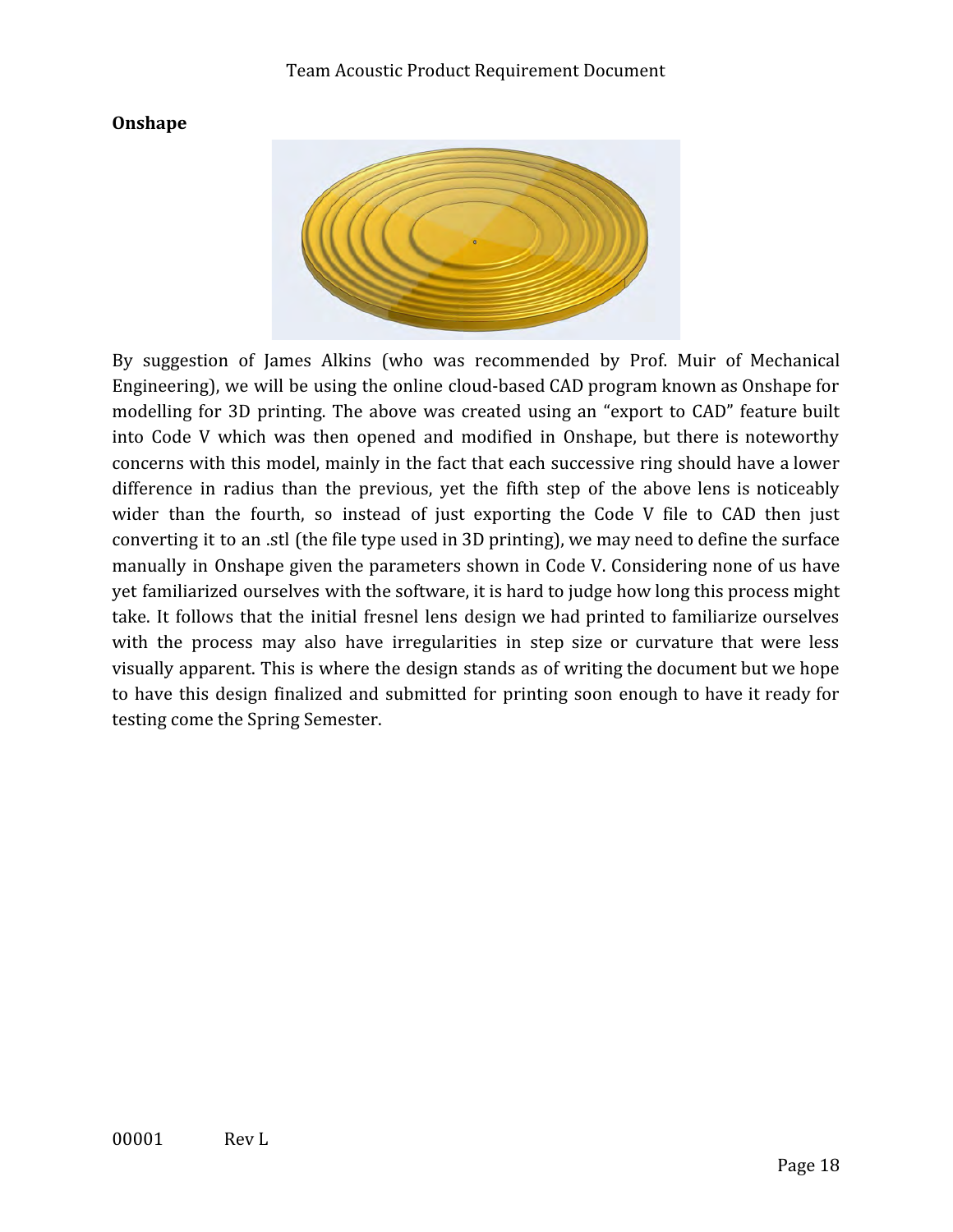**Onshape**

By suggestion of James Alkins (who was recommended by Prof. Muir of Mechanical Engineering), we will be using the online cloud-based CAD program known as Onshape for modelling for 3D printing. The above was created using an “export to CAD” feature built into Code V which was then opened and modified in Onshape, but there is noteworthy concerns with this model, mainly in the fact that each successive ring should have a lower difference in radius than the previous, yet the fifth step of the above lens is noticeably wider than the fourth, so instead of just exporting the Code V file to CAD then just converting it to an .stl (the file type used in 3D printing), we may need to define the surface manually in Onshape given the parameters shown in Code V. Considering none of us have yet familiarized ourselves with the software, it is hard to judge how long this process might take. It follows that the initial fresnel lens design we had printed to familiarize ourselves with the process may also have irregularities in step size or curvature that were less visually apparent. This is where the design stands as of writing the document but we hope to have this design finalized and submitted for printing soon enough to have it ready for testing come the Spring Semester.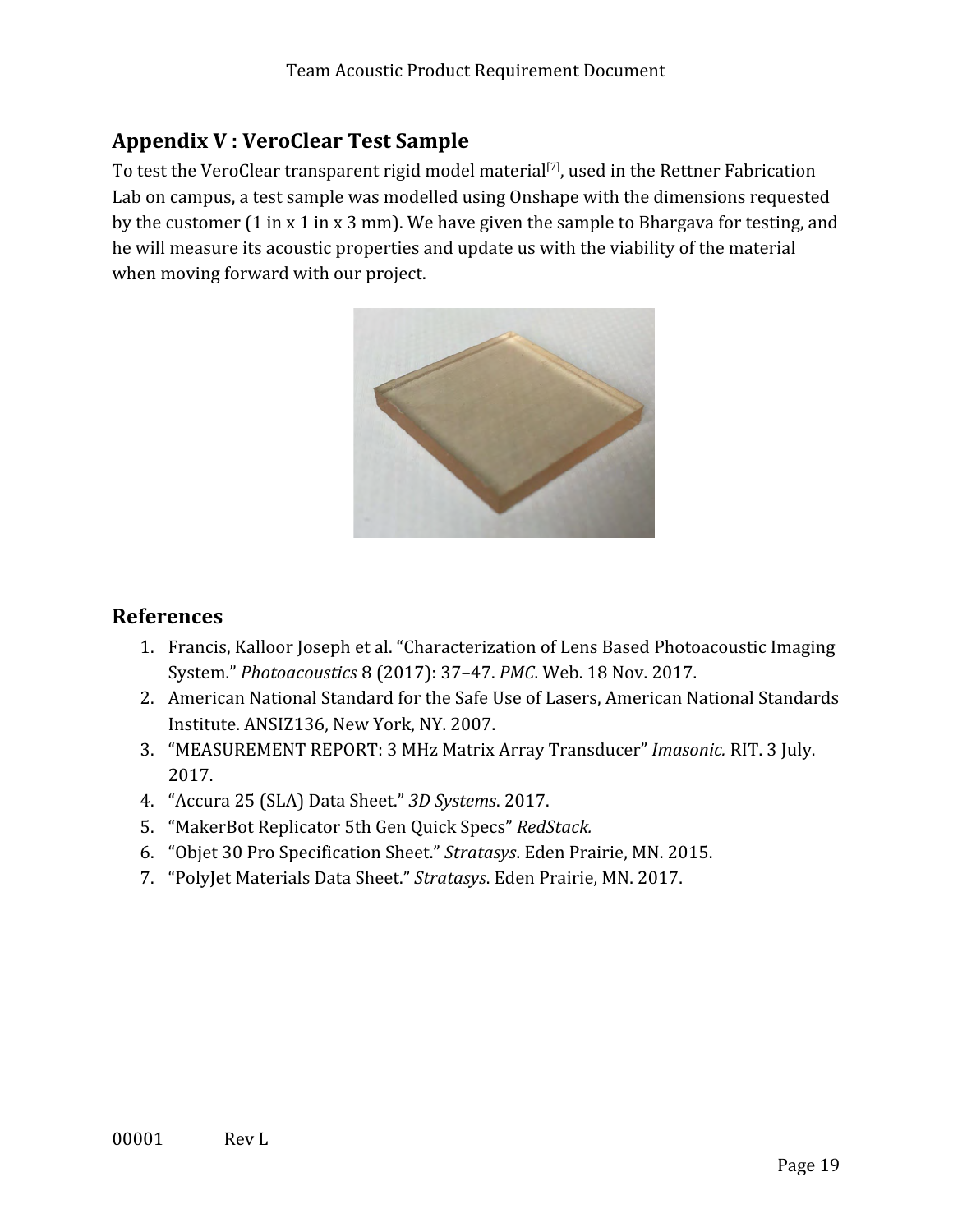## Appendix V : VeroClear Test Sample

To test the VeroClear transparent rigid model material[7], used in the Rettner Fabrication Lab on campus, a test sample was modelled using Onshape with the dimensions requested by the customer (1 in x 1 in x 3 mm). We have given the sample to Bhargava for testing, and he will measure its acoustic properties and update us with the viability of the material when moving forward with our project.

## References

1. Francis, Kalloor Joseph et al. "Characterization of Lens Based Photoacoustic Imaging System." *Photoacoustics* 8 (2017): 37–47. *PMC*. Web. 18 Nov. 2017.
2. American National Standard for the Safe Use of Lasers, American National Standards Institute. ANSIZ136, New York, NY. 2007.
3. "MEASUREMENT REPORT: 3 MHz Matrix Array Transducer" *Imasonic.* RIT. 3 July. 2017.
4. "Accura 25 (SLA) Data Sheet." *3D Systems*. 2017.
5. "MakerBot Replicator 5th Gen Quick Specs" *RedStack.*
6. "Objet 30 Pro Specification Sheet." *Stratasys*. Eden Prairie, MN. 2015.
7. "PolyJet Materials Data Sheet." *Stratasys*. Eden Prairie, MN. 2017.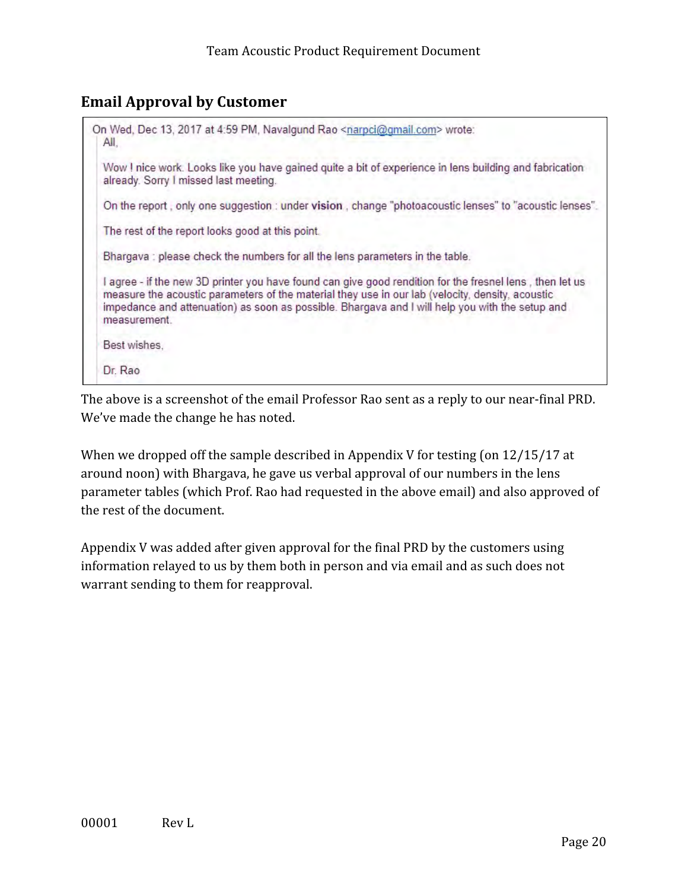## Email Approval by Customer

On Wed, Dec 13, 2017 at 4:59 PM, Navalgund Rao <narpci@gmail.com> wrote:

All,

Wow ! nice work. Looks like you have gained quite a bit of experience in lens building and fabrication already. Sorry I missed last meeting.

On the report , only one suggestion : under **vision** , change "photoacoustic lenses" to "acoustic lenses".

The rest of the report looks good at this point.

Bhargava : please check the numbers for all the lens parameters in the table.

I agree - if the new 3D printer you have found can give good rendition for the fresnel lens , then let us measure the acoustic parameters of the material they use in our lab (velocity, density, acoustic impedance and attenuation) as soon as possible. Bhargava and I will help you with the setup and measurement.

Best wishes,

Dr. Rao

The above is a screenshot of the email Professor Rao sent as a reply to our near-final PRD. We've made the change he has noted.

When we dropped off the sample described in Appendix V for testing (on 12/15/17 at around noon) with Bhargava, he gave us verbal approval of our numbers in the lens parameter tables (which Prof. Rao had requested in the above email) and also approved of the rest of the document.

Appendix V was added after given approval for the final PRD by the customers using information relayed to us by them both in person and via email and as such does not warrant sending to them for reapproval.